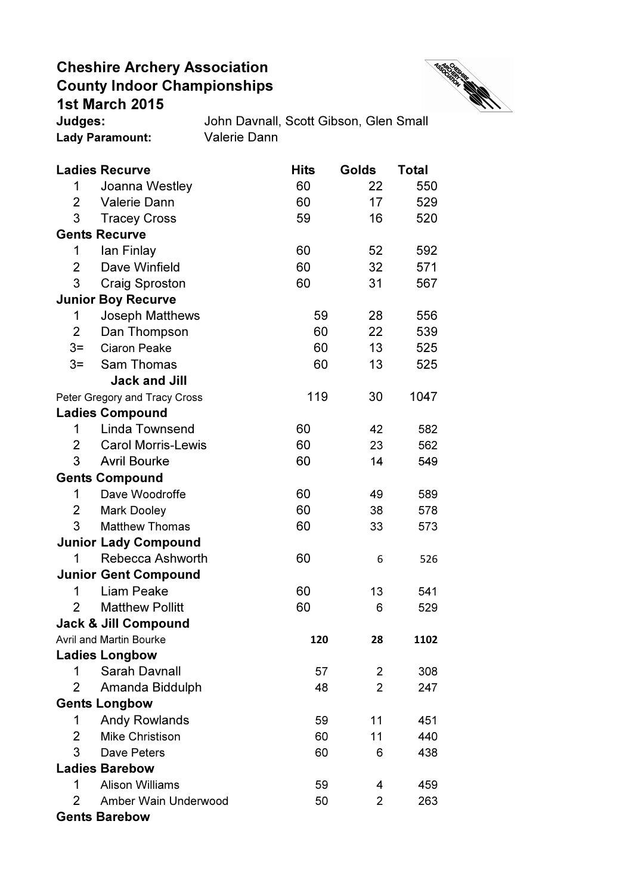# Cheshire Archery Association
## County Indoor Championships
## 1st March 2015

**Judges:** John Davnall, Scott Gibson, Glen Small

**Lady Paramount:** Valerie Dann

| | | Hits | Golds | Total |
|---|---|---|---|---|
| **Ladies Recurve** | | | | |
| 1 | Joanna Westley | 60 | 22 | 550 |
| 2 | Valerie Dann | 60 | 17 | 529 |
| 3 | Tracey Cross | 59 | 16 | 520 |
| **Gents Recurve** | | | | |
| 1 | Ian Finlay | 60 | 52 | 592 |
| 2 | Dave Winfield | 60 | 32 | 571 |
| 3 | Craig Sproston | 60 | 31 | 567 |
| **Junior Boy Recurve** | | | | |
| 1 | Joseph Matthews | 59 | 28 | 556 |
| 2 | Dan Thompson | 60 | 22 | 539 |
| 3= | Ciaron Peake | 60 | 13 | 525 |
| 3= | Sam Thomas | 60 | 13 | 525 |
| **Jack and Jill** | | | | |
| Peter Gregory and Tracy Cross | | 119 | 30 | 1047 |
| **Ladies Compound** | | | | |
| 1 | Linda Townsend | 60 | 42 | 582 |
| 2 | Carol Morris-Lewis | 60 | 23 | 562 |
| 3 | Avril Bourke | 60 | 14 | 549 |
| **Gents Compound** | | | | |
| 1 | Dave Woodroffe | 60 | 49 | 589 |
| 2 | Mark Dooley | 60 | 38 | 578 |
| 3 | Matthew Thomas | 60 | 33 | 573 |
| **Junior Lady Compound** | | | | |
| 1 | Rebecca Ashworth | 60 | 6 | 526 |
| **Junior Gent Compound** | | | | |
| 1 | Liam Peake | 60 | 13 | 541 |
| 2 | Matthew Pollitt | 60 | 6 | 529 |
| **Jack & Jill Compound** | | | | |
| Avril and Martin Bourke | | **120** | **28** | **1102** |
| **Ladies Longbow** | | | | |
| 1 | Sarah Davnall | 57 | 2 | 308 |
| 2 | Amanda Biddulph | 48 | 2 | 247 |
| **Gents Longbow** | | | | |
| 1 | Andy Rowlands | 59 | 11 | 451 |
| 2 | Mike Christison | 60 | 11 | 440 |
| 3 | Dave Peters | 60 | 6 | 438 |
| **Ladies Barebow** | | | | |
| 1 | Alison Williams | 59 | 4 | 459 |
| 2 | Amber Wain Underwood | 50 | 2 | 263 |
| **Gents Barebow** | | | | |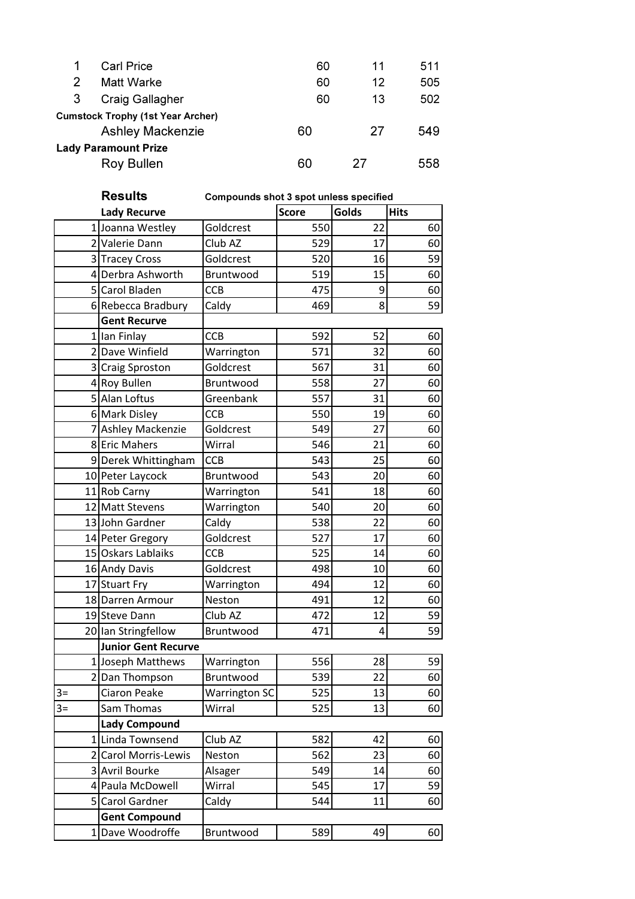| | | | | |
|---|---|---|---|---|
| 1 | Carl Price | 60 | 11 | 511 |
| 2 | Matt Warke | 60 | 12 | 505 |
| 3 | Craig Gallagher | 60 | 13 | 502 |

**Cumstock Trophy (1st Year Archer)**

| | | | |
|---|---|---|---|
| Ashley Mackenzie | 60 | 27 | 549 |

**Lady Paramount Prize**

| | | | |
|---|---|---|---|
| Roy Bullen | 60 | 27 | 558 |

## Results

**Compounds shot 3 spot unless specified**

| | **Lady Recurve** | | **Score** | **Golds** | **Hits** |
|---|---|---|---|---|---|
| 1 | Joanna Westley | Goldcrest | 550 | 22 | 60 |
| 2 | Valerie Dann | Club AZ | 529 | 17 | 60 |
| 3 | Tracey Cross | Goldcrest | 520 | 16 | 59 |
| 4 | Derbra Ashworth | Bruntwood | 519 | 15 | 60 |
| 5 | Carol Bladen | CCB | 475 | 9 | 60 |
| 6 | Rebecca Bradbury | Caldy | 469 | 8 | 59 |
| | **Gent Recurve** | | | | |
| 1 | Ian Finlay | CCB | 592 | 52 | 60 |
| 2 | Dave Winfield | Warrington | 571 | 32 | 60 |
| 3 | Craig Sproston | Goldcrest | 567 | 31 | 60 |
| 4 | Roy Bullen | Bruntwood | 558 | 27 | 60 |
| 5 | Alan Loftus | Greenbank | 557 | 31 | 60 |
| 6 | Mark Disley | CCB | 550 | 19 | 60 |
| 7 | Ashley Mackenzie | Goldcrest | 549 | 27 | 60 |
| 8 | Eric Mahers | Wirral | 546 | 21 | 60 |
| 9 | Derek Whittingham | CCB | 543 | 25 | 60 |
| 10 | Peter Laycock | Bruntwood | 543 | 20 | 60 |
| 11 | Rob Carny | Warrington | 541 | 18 | 60 |
| 12 | Matt Stevens | Warrington | 540 | 20 | 60 |
| 13 | John Gardner | Caldy | 538 | 22 | 60 |
| 14 | Peter Gregory | Goldcrest | 527 | 17 | 60 |
| 15 | Oskars Lablaiks | CCB | 525 | 14 | 60 |
| 16 | Andy Davis | Goldcrest | 498 | 10 | 60 |
| 17 | Stuart Fry | Warrington | 494 | 12 | 60 |
| 18 | Darren Armour | Neston | 491 | 12 | 60 |
| 19 | Steve Dann | Club AZ | 472 | 12 | 59 |
| 20 | Ian Stringfellow | Bruntwood | 471 | 4 | 59 |
| | **Junior Gent Recurve** | | | | |
| 1 | Joseph Matthews | Warrington | 556 | 28 | 59 |
| 2 | Dan Thompson | Bruntwood | 539 | 22 | 60 |
| 3= | Ciaron Peake | Warrington SC | 525 | 13 | 60 |
| 3= | Sam Thomas | Wirral | 525 | 13 | 60 |
| | **Lady Compound** | | | | |
| 1 | Linda Townsend | Club AZ | 582 | 42 | 60 |
| 2 | Carol Morris-Lewis | Neston | 562 | 23 | 60 |
| 3 | Avril Bourke | Alsager | 549 | 14 | 60 |
| 4 | Paula McDowell | Wirral | 545 | 17 | 59 |
| 5 | Carol Gardner | Caldy | 544 | 11 | 60 |
| | **Gent Compound** | | | | |
| 1 | Dave Woodroffe | Bruntwood | 589 | 49 | 60 |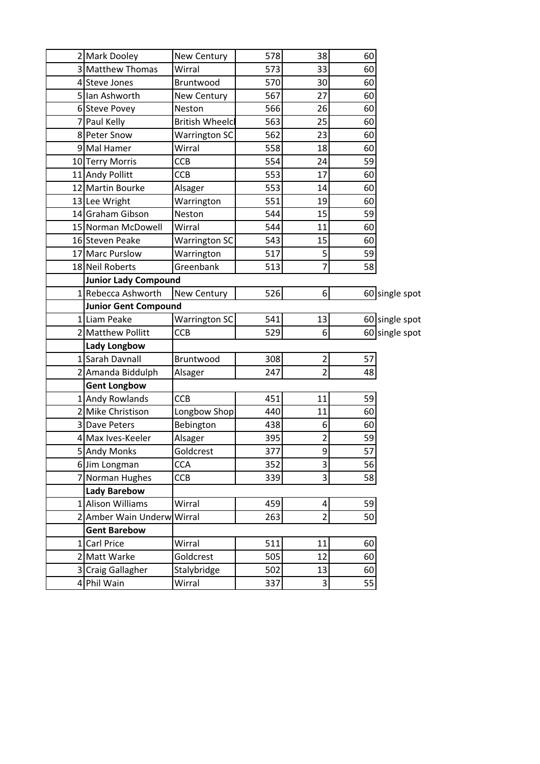| | | | | | | |
|---|---|---|---|---|---|---|
| 2 | Mark Dooley | New Century | 578 | 38 | 60 | |
| 3 | Matthew Thomas | Wirral | 573 | 33 | 60 | |
| 4 | Steve Jones | Bruntwood | 570 | 30 | 60 | |
| 5 | Ian Ashworth | New Century | 567 | 27 | 60 | |
| 6 | Steve Povey | Neston | 566 | 26 | 60 | |
| 7 | Paul Kelly | British Wheelcl | 563 | 25 | 60 | |
| 8 | Peter Snow | Warrington SC | 562 | 23 | 60 | |
| 9 | Mal Hamer | Wirral | 558 | 18 | 60 | |
| 10 | Terry Morris | CCB | 554 | 24 | 59 | |
| 11 | Andy Pollitt | CCB | 553 | 17 | 60 | |
| 12 | Martin Bourke | Alsager | 553 | 14 | 60 | |
| 13 | Lee Wright | Warrington | 551 | 19 | 60 | |
| 14 | Graham Gibson | Neston | 544 | 15 | 59 | |
| 15 | Norman McDowell | Wirral | 544 | 11 | 60 | |
| 16 | Steven Peake | Warrington SC | 543 | 15 | 60 | |
| 17 | Marc Purslow | Warrington | 517 | 5 | 59 | |
| 18 | Neil Roberts | Greenbank | 513 | 7 | 58 | |
| | **Junior Lady Compound** | | | | | |
| 1 | Rebecca Ashworth | New Century | 526 | 6 | 60 | single spot |
| | **Junior Gent Compound** | | | | | |
| 1 | Liam Peake | Warrington SC | 541 | 13 | 60 | single spot |
| 2 | Matthew Pollitt | CCB | 529 | 6 | 60 | single spot |
| | **Lady Longbow** | | | | | |
| 1 | Sarah Davnall | Bruntwood | 308 | 2 | 57 | |
| 2 | Amanda Biddulph | Alsager | 247 | 2 | 48 | |
| | **Gent Longbow** | | | | | |
| 1 | Andy Rowlands | CCB | 451 | 11 | 59 | |
| 2 | Mike Christison | Longbow Shop | 440 | 11 | 60 | |
| 3 | Dave Peters | Bebington | 438 | 6 | 60 | |
| 4 | Max Ives-Keeler | Alsager | 395 | 2 | 59 | |
| 5 | Andy Monks | Goldcrest | 377 | 9 | 57 | |
| 6 | Jim Longman | CCA | 352 | 3 | 56 | |
| 7 | Norman Hughes | CCB | 339 | 3 | 58 | |
| | **Lady Barebow** | | | | | |
| 1 | Alison Williams | Wirral | 459 | 4 | 59 | |
| 2 | Amber Wain Underw | Wirral | 263 | 2 | 50 | |
| | **Gent Barebow** | | | | | |
| 1 | Carl Price | Wirral | 511 | 11 | 60 | |
| 2 | Matt Warke | Goldcrest | 505 | 12 | 60 | |
| 3 | Craig Gallagher | Stalybridge | 502 | 13 | 60 | |
| 4 | Phil Wain | Wirral | 337 | 3 | 55 | |